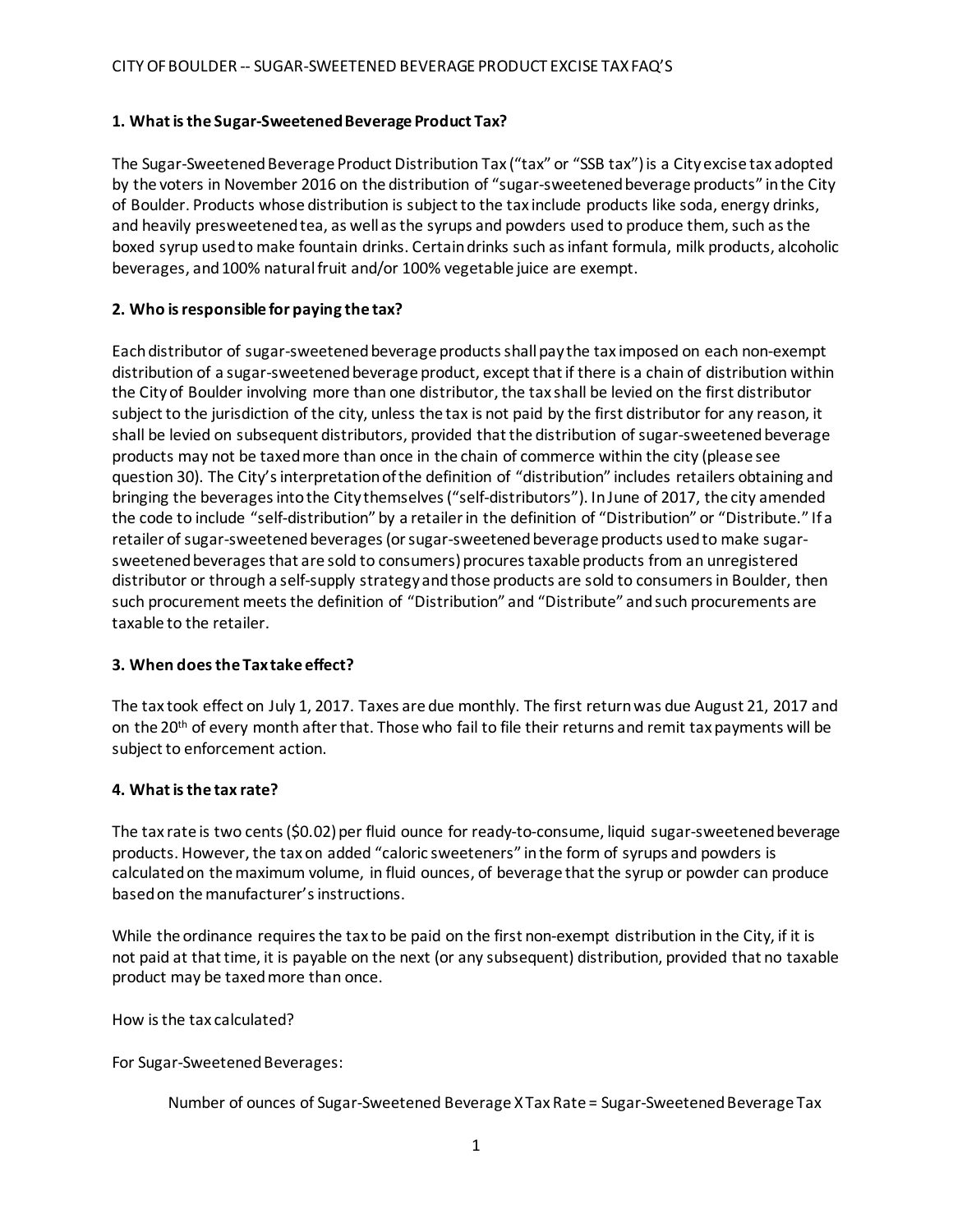# CITY OF BOULDER -- SUGAR-SWEETENED BEVERAGE PRODUCT EXCISE TAX FAQ'S

### 1. What is the Sugar-Sweetened Beverage Product Tax?

The Sugar-Sweetened Beverage Product Distribution Tax ("tax" or "SSB tax") is a City excise tax adopted by the voters in November 2016 on the distribution of "sugar-sweetened beverage products" in the City of Boulder. Products whose distribution is subject to the tax include products like soda, energy drinks, and heavily presweetened tea, as well as the syrups and powders used to produce them, such as the boxed syrup used to make fountain drinks. Certain drinks such as infant formula, milk products, alcoholic beverages, and 100% natural fruit and/or 100% vegetable juice are exempt.

### 2. Who is responsible for paying the tax?

Each distributor of sugar-sweetened beverage products shall pay the tax imposed on each non-exempt distribution of a sugar-sweetened beverage product, except that if there is a chain of distribution within the City of Boulder involving more than one distributor, the tax shall be levied on the first distributor subject to the jurisdiction of the city, unless the tax is not paid by the first distributor for any reason, it shall be levied on subsequent distributors, provided that the distribution of sugar-sweetened beverage products may not be taxed more than once in the chain of commerce within the city (please see question 30). The City's interpretation of the definition of "distribution" includes retailers obtaining and bringing the beverages into the City themselves ("self-distributors"). In June of 2017, the city amended the code to include "self-distribution" by a retailer in the definition of "Distribution" or "Distribute." If a retailer of sugar-sweetened beverages (or sugar-sweetened beverage products used to make sugar-sweetened beverages that are sold to consumers) procures taxable products from an unregistered distributor or through a self-supply strategy and those products are sold to consumers in Boulder, then such procurement meets the definition of "Distribution" and "Distribute" and such procurements are taxable to the retailer.

### 3. When does the Tax take effect?

The tax took effect on July 1, 2017. Taxes are due monthly. The first return was due August 21, 2017 and on the 20th of every month after that. Those who fail to file their returns and remit tax payments will be subject to enforcement action.

### 4. What is the tax rate?

The tax rate is two cents ($0.02) per fluid ounce for ready-to-consume, liquid sugar-sweetened beverage products. However, the tax on added "caloric sweeteners" in the form of syrups and powders is calculated on the maximum volume, in fluid ounces, of beverage that the syrup or powder can produce based on the manufacturer's instructions.

While the ordinance requires the tax to be paid on the first non-exempt distribution in the City, if it is not paid at that time, it is payable on the next (or any subsequent) distribution, provided that no taxable product may be taxed more than once.

How is the tax calculated?

For Sugar-Sweetened Beverages:

Number of ounces of Sugar-Sweetened Beverage X Tax Rate = Sugar-Sweetened Beverage Tax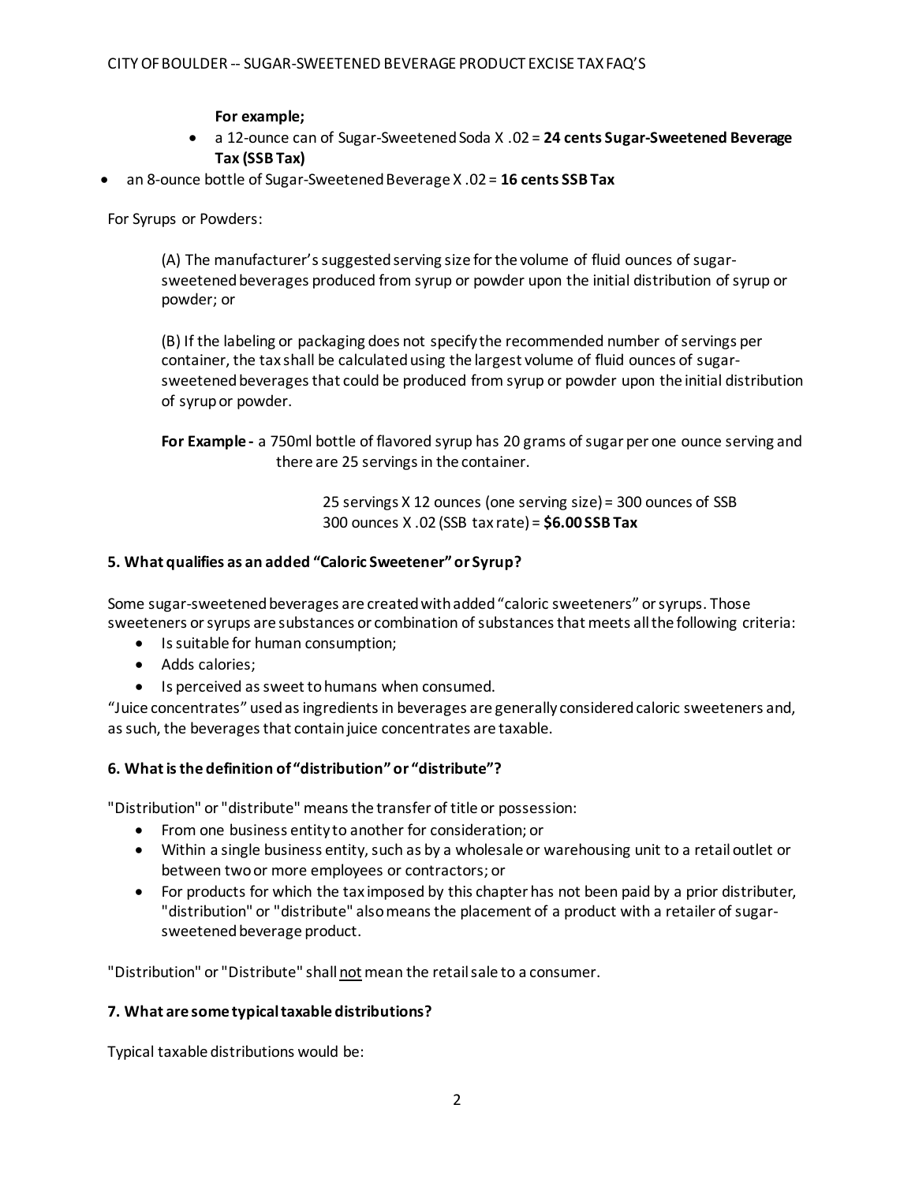**For example;**

- a 12-ounce can of Sugar-Sweetened Soda X .02 = **24 cents Sugar-Sweetened Beverage Tax (SSB Tax)**
- an 8-ounce bottle of Sugar-Sweetened Beverage X .02 = **16 cents SSB Tax**

For Syrups or Powders:

(A) The manufacturer's suggested serving size for the volume of fluid ounces of sugar-sweetened beverages produced from syrup or powder upon the initial distribution of syrup or powder; or

(B) If the labeling or packaging does not specify the recommended number of servings per container, the tax shall be calculated using the largest volume of fluid ounces of sugar-sweetened beverages that could be produced from syrup or powder upon the initial distribution of syrup or powder.

**For Example -** a 750ml bottle of flavored syrup has 20 grams of sugar per one ounce serving and there are 25 servings in the container.

25 servings X 12 ounces (one serving size) = 300 ounces of SSB
300 ounces X .02 (SSB tax rate) = **$6.00 SSB Tax**

### 5. What qualifies as an added "Caloric Sweetener" or Syrup?

Some sugar-sweetened beverages are created with added "caloric sweeteners" or syrups. Those sweeteners or syrups are substances or combination of substances that meets all the following criteria:

- Is suitable for human consumption;
- Adds calories;
- Is perceived as sweet to humans when consumed.

"Juice concentrates" used as ingredients in beverages are generally considered caloric sweeteners and, as such, the beverages that contain juice concentrates are taxable.

### 6. What is the definition of "distribution" or "distribute"?

"Distribution" or "distribute" means the transfer of title or possession:

- From one business entity to another for consideration; or
- Within a single business entity, such as by a wholesale or warehousing unit to a retail outlet or between two or more employees or contractors; or
- For products for which the tax imposed by this chapter has not been paid by a prior distributer, "distribution" or "distribute" also means the placement of a product with a retailer of sugar-sweetened beverage product.

"Distribution" or "Distribute" shall not mean the retail sale to a consumer.

### 7. What are some typical taxable distributions?

Typical taxable distributions would be: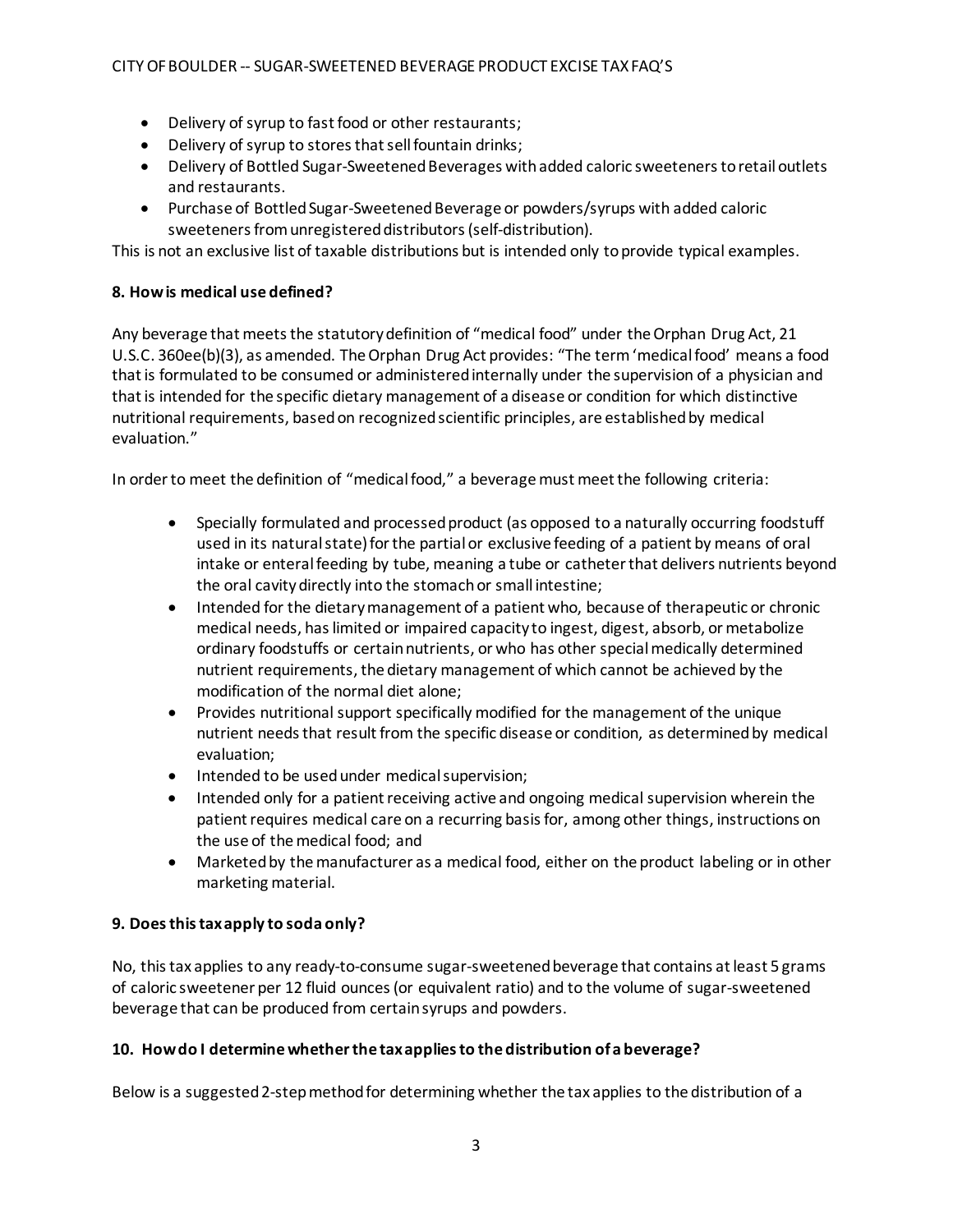- Delivery of syrup to fast food or other restaurants;
- Delivery of syrup to stores that sell fountain drinks;
- Delivery of Bottled Sugar-Sweetened Beverages with added caloric sweeteners to retail outlets and restaurants.
- Purchase of Bottled Sugar-Sweetened Beverage or powders/syrups with added caloric sweeteners from unregistered distributors (self-distribution).

This is not an exclusive list of taxable distributions but is intended only to provide typical examples.

**8. How is medical use defined?**

Any beverage that meets the statutory definition of "medical food" under the Orphan Drug Act, 21 U.S.C. 360ee(b)(3), as amended. The Orphan Drug Act provides: "The term 'medical food' means a food that is formulated to be consumed or administered internally under the supervision of a physician and that is intended for the specific dietary management of a disease or condition for which distinctive nutritional requirements, based on recognized scientific principles, are established by medical evaluation."

In order to meet the definition of "medical food," a beverage must meet the following criteria:

- Specially formulated and processed product (as opposed to a naturally occurring foodstuff used in its natural state) for the partial or exclusive feeding of a patient by means of oral intake or enteral feeding by tube, meaning a tube or catheter that delivers nutrients beyond the oral cavity directly into the stomach or small intestine;
- Intended for the dietary management of a patient who, because of therapeutic or chronic medical needs, has limited or impaired capacity to ingest, digest, absorb, or metabolize ordinary foodstuffs or certain nutrients, or who has other special medically determined nutrient requirements, the dietary management of which cannot be achieved by the modification of the normal diet alone;
- Provides nutritional support specifically modified for the management of the unique nutrient needs that result from the specific disease or condition, as determined by medical evaluation;
- Intended to be used under medical supervision;
- Intended only for a patient receiving active and ongoing medical supervision wherein the patient requires medical care on a recurring basis for, among other things, instructions on the use of the medical food; and
- Marketed by the manufacturer as a medical food, either on the product labeling or in other marketing material.

**9. Does this tax apply to soda only?**

No, this tax applies to any ready-to-consume sugar-sweetened beverage that contains at least 5 grams of caloric sweetener per 12 fluid ounces (or equivalent ratio) and to the volume of sugar-sweetened beverage that can be produced from certain syrups and powders.

**10. How do I determine whether the tax applies to the distribution of a beverage?**

Below is a suggested 2-step method for determining whether the tax applies to the distribution of a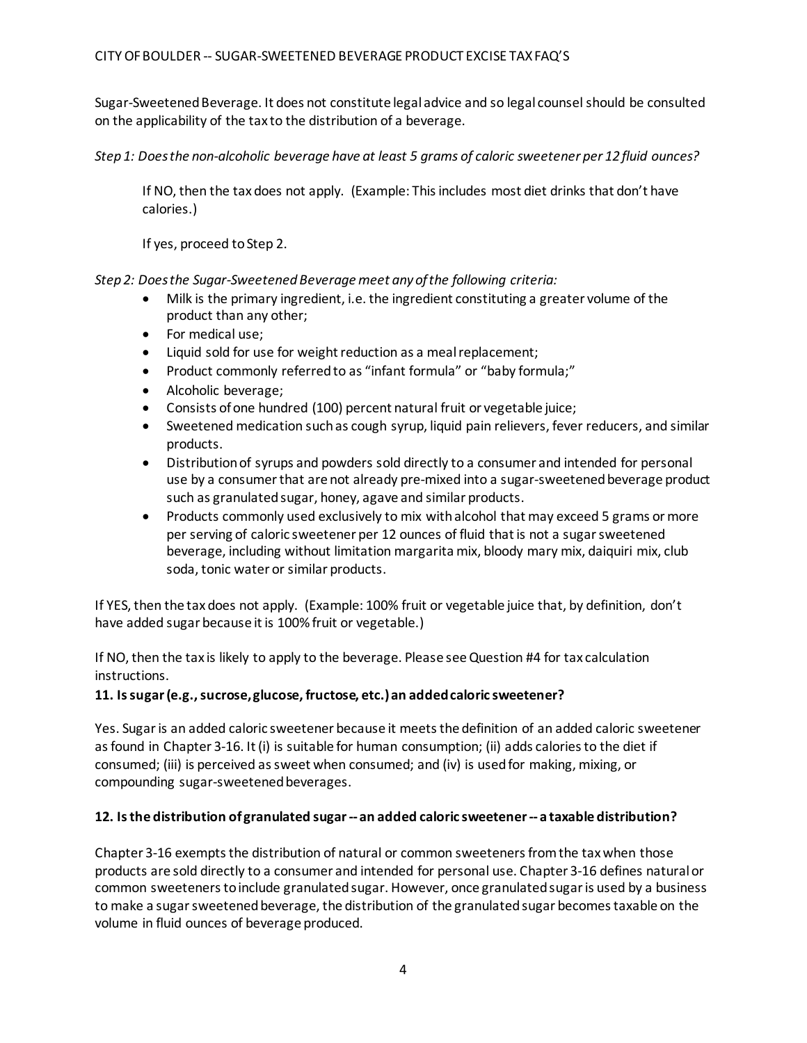Sugar-Sweetened Beverage. It does not constitute legal advice and so legal counsel should be consulted on the applicability of the tax to the distribution of a beverage.

*Step 1: Does the non-alcoholic beverage have at least 5 grams of caloric sweetener per 12 fluid ounces?*

> If NO, then the tax does not apply. (Example: This includes most diet drinks that don't have calories.)
>
> If yes, proceed to Step 2.

*Step 2: Does the Sugar-Sweetened Beverage meet any of the following criteria:*

- Milk is the primary ingredient, i.e. the ingredient constituting a greater volume of the product than any other;
- For medical use;
- Liquid sold for use for weight reduction as a meal replacement;
- Product commonly referred to as "infant formula" or "baby formula;"
- Alcoholic beverage;
- Consists of one hundred (100) percent natural fruit or vegetable juice;
- Sweetened medication such as cough syrup, liquid pain relievers, fever reducers, and similar products.
- Distribution of syrups and powders sold directly to a consumer and intended for personal use by a consumer that are not already pre-mixed into a sugar-sweetened beverage product such as granulated sugar, honey, agave and similar products.
- Products commonly used exclusively to mix with alcohol that may exceed 5 grams or more per serving of caloric sweetener per 12 ounces of fluid that is not a sugar sweetened beverage, including without limitation margarita mix, bloody mary mix, daiquiri mix, club soda, tonic water or similar products.

If YES, then the tax does not apply. (Example: 100% fruit or vegetable juice that, by definition, don't have added sugar because it is 100% fruit or vegetable.)

If NO, then the tax is likely to apply to the beverage. Please see Question #4 for tax calculation instructions.

**11. Is sugar (e.g., sucrose, glucose, fructose, etc.) an added caloric sweetener?**

Yes. Sugar is an added caloric sweetener because it meets the definition of an added caloric sweetener as found in Chapter 3-16. It (i) is suitable for human consumption; (ii) adds calories to the diet if consumed; (iii) is perceived as sweet when consumed; and (iv) is used for making, mixing, or compounding sugar-sweetened beverages.

**12. Is the distribution of granulated sugar -- an added caloric sweetener -- a taxable distribution?**

Chapter 3-16 exempts the distribution of natural or common sweeteners from the tax when those products are sold directly to a consumer and intended for personal use. Chapter 3-16 defines natural or common sweeteners to include granulated sugar. However, once granulated sugar is used by a business to make a sugar sweetened beverage, the distribution of the granulated sugar becomes taxable on the volume in fluid ounces of beverage produced.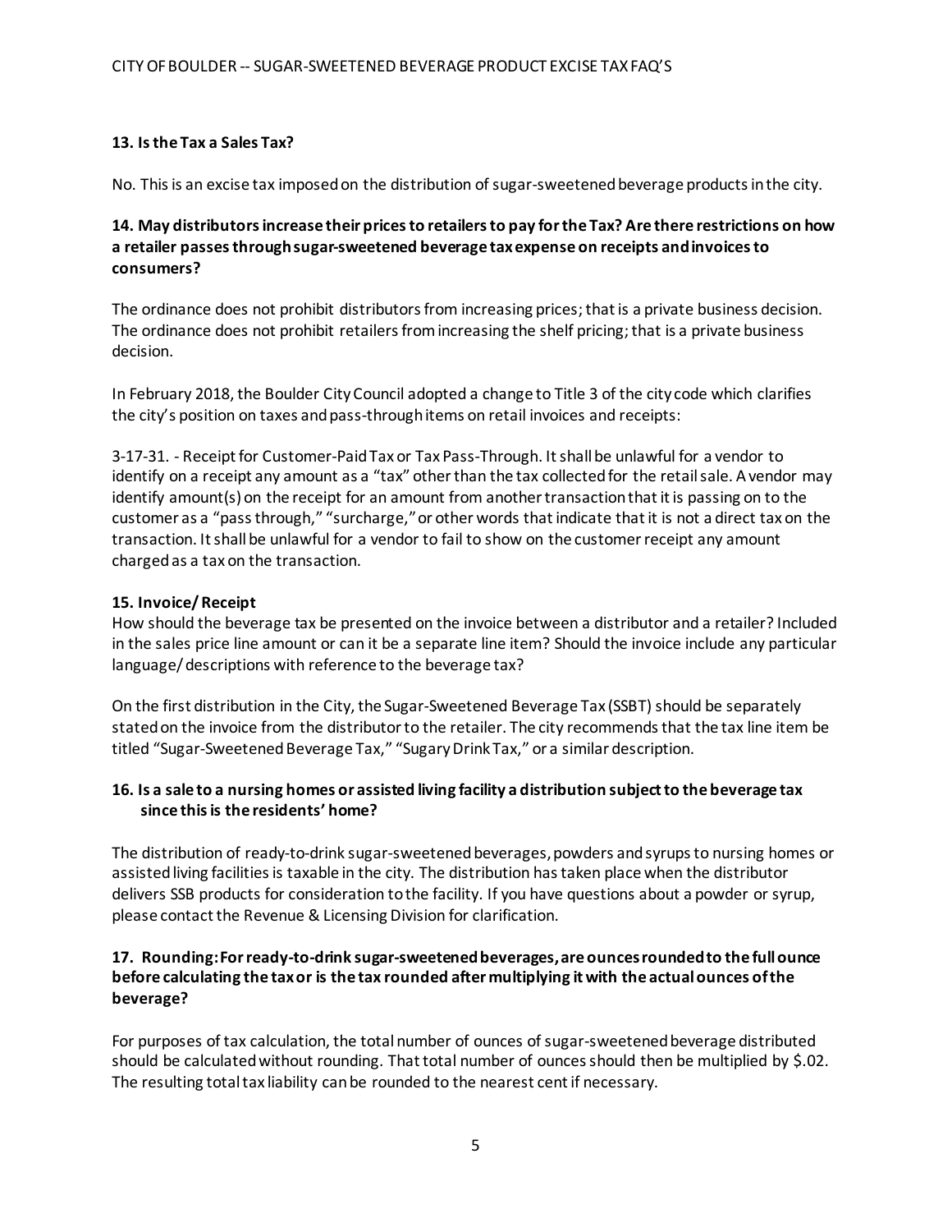### 13. Is the Tax a Sales Tax?

No. This is an excise tax imposed on the distribution of sugar-sweetened beverage products in the city.

### 14. May distributors increase their prices to retailers to pay for the Tax? Are there restrictions on how a retailer passes through sugar-sweetened beverage tax expense on receipts and invoices to consumers?

The ordinance does not prohibit distributors from increasing prices; that is a private business decision. The ordinance does not prohibit retailers from increasing the shelf pricing; that is a private business decision.

In February 2018, the Boulder City Council adopted a change to Title 3 of the city code which clarifies the city's position on taxes and pass-through items on retail invoices and receipts:

3-17-31. - Receipt for Customer-Paid Tax or Tax Pass-Through. It shall be unlawful for a vendor to identify on a receipt any amount as a "tax" other than the tax collected for the retail sale. A vendor may identify amount(s) on the receipt for an amount from another transaction that it is passing on to the customer as a "pass through," "surcharge," or other words that indicate that it is not a direct tax on the transaction. It shall be unlawful for a vendor to fail to show on the customer receipt any amount charged as a tax on the transaction.

### 15. Invoice/ Receipt

How should the beverage tax be presented on the invoice between a distributor and a retailer? Included in the sales price line amount or can it be a separate line item? Should the invoice include any particular language/ descriptions with reference to the beverage tax?

On the first distribution in the City, the Sugar-Sweetened Beverage Tax (SSBT) should be separately stated on the invoice from the distributor to the retailer. The city recommends that the tax line item be titled "Sugar-Sweetened Beverage Tax," "Sugary Drink Tax," or a similar description.

### 16. Is a sale to a nursing homes or assisted living facility a distribution subject to the beverage tax since this is the residents' home?

The distribution of ready-to-drink sugar-sweetened beverages, powders and syrups to nursing homes or assisted living facilities is taxable in the city. The distribution has taken place when the distributor delivers SSB products for consideration to the facility. If you have questions about a powder or syrup, please contact the Revenue & Licensing Division for clarification.

### 17. Rounding: For ready-to-drink sugar-sweetened beverages, are ounces rounded to the full ounce before calculating the tax or is the tax rounded after multiplying it with the actual ounces of the beverage?

For purposes of tax calculation, the total number of ounces of sugar-sweetened beverage distributed should be calculated without rounding. That total number of ounces should then be multiplied by $.02. The resulting total tax liability can be rounded to the nearest cent if necessary.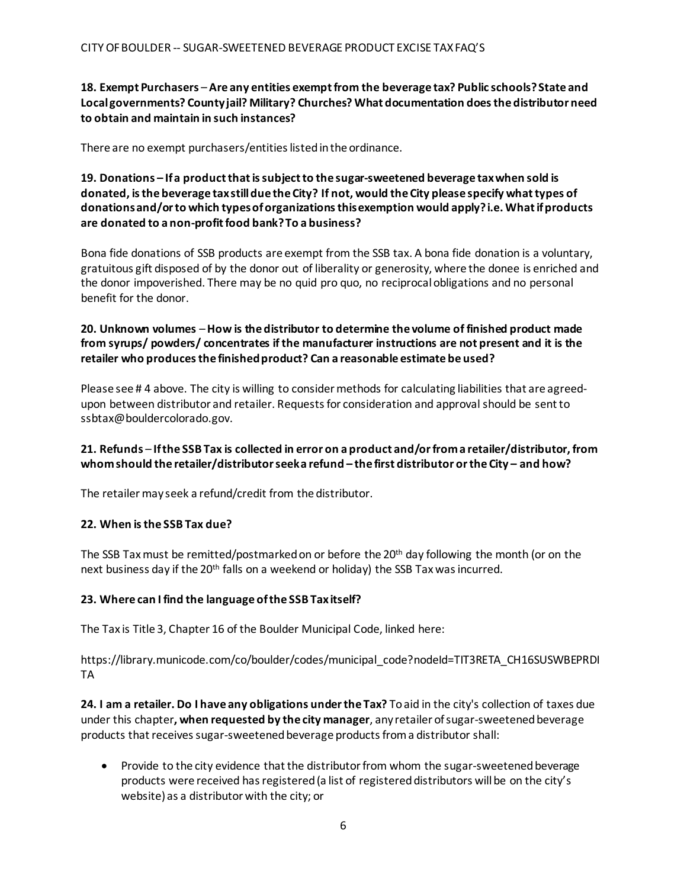**18. Exempt Purchasers – Are any entities exempt from the beverage tax? Public schools? State and Local governments? County jail? Military? Churches? What documentation does the distributor need to obtain and maintain in such instances?**

There are no exempt purchasers/entities listed in the ordinance.

**19. Donations – If a product that is subject to the sugar-sweetened beverage tax when sold is donated, is the beverage tax still due the City? If not, would the City please specify what types of donations and/or to which types of organizations this exemption would apply? i.e. What if products are donated to a non-profit food bank? To a business?**

Bona fide donations of SSB products are exempt from the SSB tax. A bona fide donation is a voluntary, gratuitous gift disposed of by the donor out of liberality or generosity, where the donee is enriched and the donor impoverished. There may be no quid pro quo, no reciprocal obligations and no personal benefit for the donor.

**20. Unknown volumes – How is the distributor to determine the volume of finished product made from syrups/ powders/ concentrates if the manufacturer instructions are not present and it is the retailer who produces the finished product? Can a reasonable estimate be used?**

Please see # 4 above. The city is willing to consider methods for calculating liabilities that are agreed-upon between distributor and retailer. Requests for consideration and approval should be sent to ssbtax@bouldercolorado.gov.

**21. Refunds – If the SSB Tax is collected in error on a product and/or from a retailer/distributor, from whom should the retailer/distributor seek a refund – the first distributor or the City – and how?**

The retailer may seek a refund/credit from the distributor.

**22. When is the SSB Tax due?**

The SSB Tax must be remitted/postmarked on or before the 20th day following the month (or on the next business day if the 20th falls on a weekend or holiday) the SSB Tax was incurred.

**23. Where can I find the language of the SSB Tax itself?**

The Tax is Title 3, Chapter 16 of the Boulder Municipal Code, linked here:

https://library.municode.com/co/boulder/codes/municipal_code?nodeId=TIT3RETA_CH16SUSWBEPRDITA

**24. I am a retailer. Do I have any obligations under the Tax?** To aid in the city's collection of taxes due under this chapter**, when requested by the city manager**, any retailer of sugar-sweetened beverage products that receives sugar-sweetened beverage products from a distributor shall:

- Provide to the city evidence that the distributor from whom the sugar-sweetened beverage products were received has registered (a list of registered distributors will be on the city's website) as a distributor with the city; or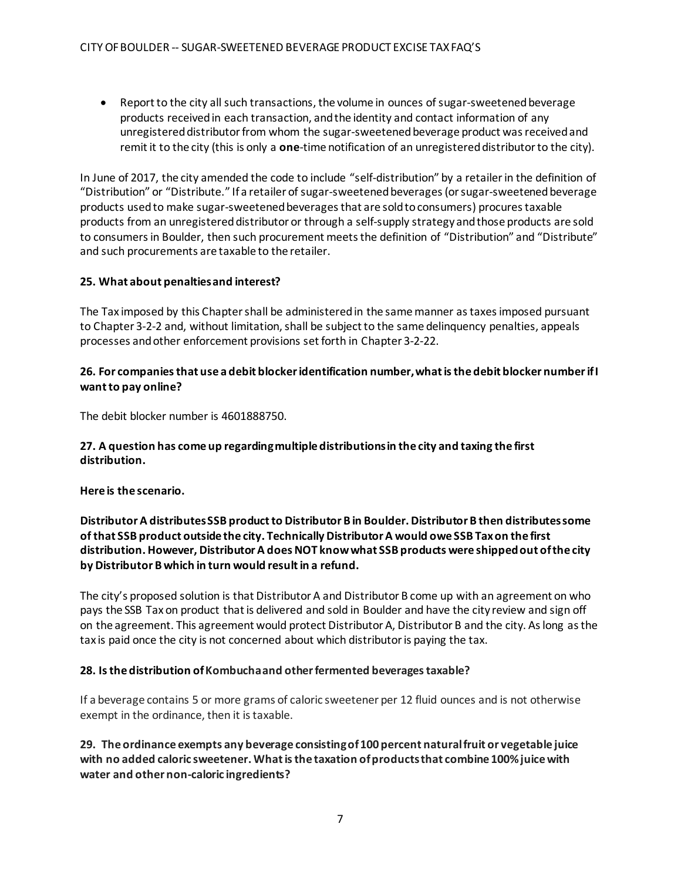- Report to the city all such transactions, the volume in ounces of sugar-sweetened beverage products received in each transaction, and the identity and contact information of any unregistered distributor from whom the sugar-sweetened beverage product was received and remit it to the city (this is only a **one**-time notification of an unregistered distributor to the city).

In June of 2017, the city amended the code to include "self-distribution" by a retailer in the definition of "Distribution" or "Distribute." If a retailer of sugar-sweetened beverages (or sugar-sweetened beverage products used to make sugar-sweetened beverages that are sold to consumers) procures taxable products from an unregistered distributor or through a self-supply strategy and those products are sold to consumers in Boulder, then such procurement meets the definition of "Distribution" and "Distribute" and such procurements are taxable to the retailer.

**25. What about penalties and interest?**

The Tax imposed by this Chapter shall be administered in the same manner as taxes imposed pursuant to Chapter 3-2-2 and, without limitation, shall be subject to the same delinquency penalties, appeals processes and other enforcement provisions set forth in Chapter 3-2-22.

**26. For companies that use a debit blocker identification number, what is the debit blocker number if I want to pay online?**

The debit blocker number is 4601888750.

**27. A question has come up regarding multiple distributions in the city and taxing the first distribution.**

**Here is the scenario.**

**Distributor A distributes SSB product to Distributor B in Boulder. Distributor B then distributes some of that SSB product outside the city. Technically Distributor A would owe SSB Tax on the first distribution. However, Distributor A does NOT know what SSB products were shipped out of the city by Distributor B which in turn would result in a refund.**

The city's proposed solution is that Distributor A and Distributor B come up with an agreement on who pays the SSB Tax on product that is delivered and sold in Boulder and have the city review and sign off on the agreement. This agreement would protect Distributor A, Distributor B and the city. As long as the tax is paid once the city is not concerned about which distributor is paying the tax.

**28. Is the distribution of Kombucha and other fermented beverages taxable?**

If a beverage contains 5 or more grams of caloric sweetener per 12 fluid ounces and is not otherwise exempt in the ordinance, then it is taxable.

**29. The ordinance exempts any beverage consisting of 100 percent natural fruit or vegetable juice with no added caloric sweetener. What is the taxation of products that combine 100% juice with water and other non-caloric ingredients?**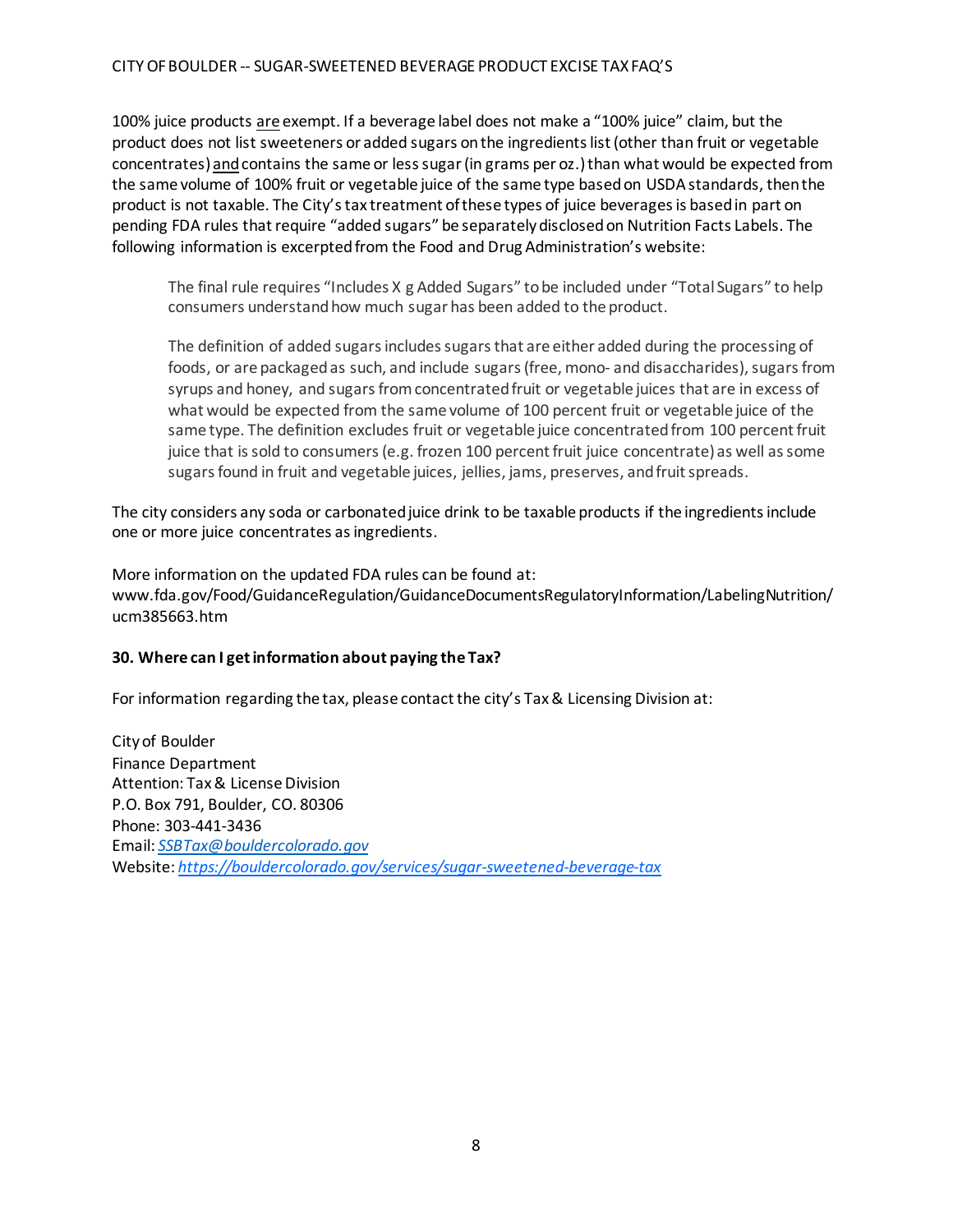100% juice products <u>are</u> exempt. If a beverage label does not make a "100% juice" claim, but the product does not list sweeteners or added sugars on the ingredients list (other than fruit or vegetable concentrates) <u>and</u> contains the same or less sugar (in grams per oz.) than what would be expected from the same volume of 100% fruit or vegetable juice of the same type based on USDA standards, then the product is not taxable. The City's tax treatment of these types of juice beverages is based in part on pending FDA rules that require "added sugars" be separately disclosed on Nutrition Facts Labels. The following information is excerpted from the Food and Drug Administration's website:

> The final rule requires "Includes X g Added Sugars" to be included under "Total Sugars" to help consumers understand how much sugar has been added to the product.
>
> The definition of added sugars includes sugars that are either added during the processing of foods, or are packaged as such, and include sugars (free, mono- and disaccharides), sugars from syrups and honey, and sugars from concentrated fruit or vegetable juices that are in excess of what would be expected from the same volume of 100 percent fruit or vegetable juice of the same type. The definition excludes fruit or vegetable juice concentrated from 100 percent fruit juice that is sold to consumers (e.g. frozen 100 percent fruit juice concentrate) as well as some sugars found in fruit and vegetable juices, jellies, jams, preserves, and fruit spreads.

The city considers any soda or carbonated juice drink to be taxable products if the ingredients include one or more juice concentrates as ingredients.

More information on the updated FDA rules can be found at:
www.fda.gov/Food/GuidanceRegulation/GuidanceDocumentsRegulatoryInformation/LabelingNutrition/ucm385663.htm

**30. Where can I get information about paying the Tax?**

For information regarding the tax, please contact the city's Tax & Licensing Division at:

City of Boulder
Finance Department
Attention: Tax & License Division
P.O. Box 791, Boulder, CO. 80306
Phone: 303-441-3436
Email: *SSBTax@bouldercolorado.gov*
Website: *https://bouldercolorado.gov/services/sugar-sweetened-beverage-tax*